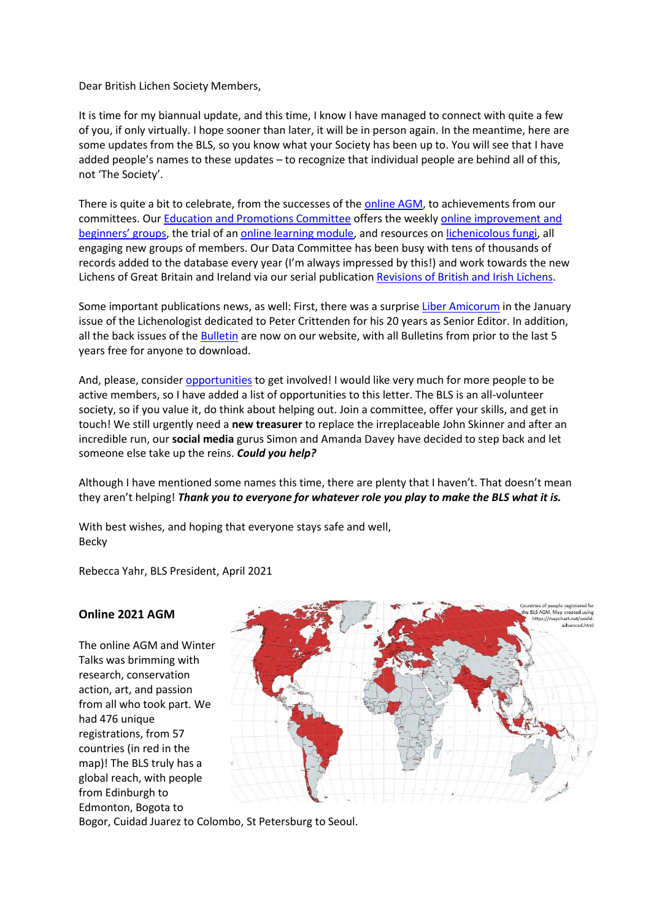Dear British Lichen Society Members,

It is time for my biannual update, and this time, I know I have managed to connect with quite a few of you, if only virtually. I hope sooner than later, it will be in person again. In the meantime, here are some updates from the BLS, so you know what your Society has been up to. You will see that I have added people's names to these updates – to recognize that individual people are behind all of this, not 'The Society'.

There is quite a bit to celebrate, from the successes of the online AGM, to achievements from our committees. Our Education and Promotions Committee offers the weekly online improvement and beginners' groups, the trial of an online learning module, and resources on lichenicolous fungi, all engaging new groups of members. Our Data Committee has been busy with tens of thousands of records added to the database every year (I'm always impressed by this!) and work towards the new Lichens of Great Britain and Ireland via our serial publication Revisions of British and Irish Lichens.

Some important publications news, as well: First, there was a surprise Liber Amicorum in the January issue of the Lichenologist dedicated to Peter Crittenden for his 20 years as Senior Editor. In addition, all the back issues of the Bulletin are now on our website, with all Bulletins from prior to the last 5 years free for anyone to download.

And, please, consider opportunities to get involved! I would like very much for more people to be active members, so I have added a list of opportunities to this letter. The BLS is an all-volunteer society, so if you value it, do think about helping out. Join a committee, offer your skills, and get in touch! We still urgently need a **new treasurer** to replace the irreplaceable John Skinner and after an incredible run, our **social media** gurus Simon and Amanda Davey have decided to step back and let someone else take up the reins. ***Could you help?***

Although I have mentioned some names this time, there are plenty that I haven't. That doesn't mean they aren't helping! ***Thank you to everyone for whatever role you play to make the BLS what it is.***

With best wishes, and hoping that everyone stays safe and well,
Becky

Rebecca Yahr, BLS President, April 2021

### Online 2021 AGM

Countries of people registered for the BLS AGM. Map created using https://mapchart.net/world-advanced.html

The online AGM and Winter Talks was brimming with research, conservation action, art, and passion from all who took part. We had 476 unique registrations, from 57 countries (in red in the map)! The BLS truly has a global reach, with people from Edinburgh to Edmonton, Bogota to Bogor, Cuidad Juarez to Colombo, St Petersburg to Seoul.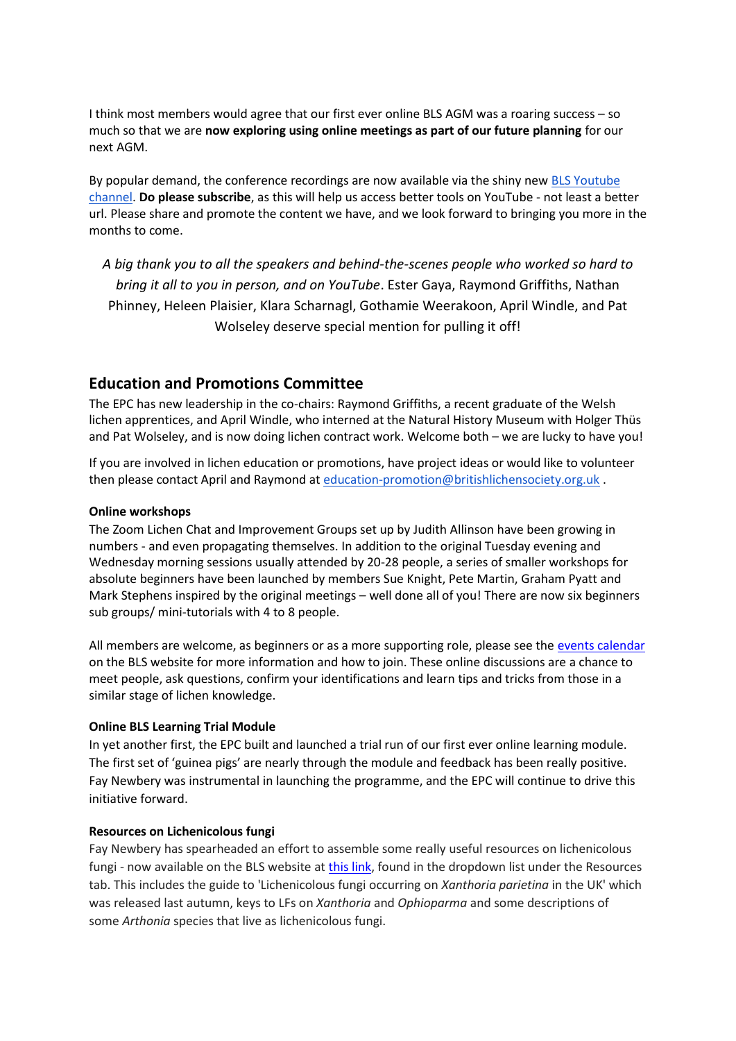I think most members would agree that our first ever online BLS AGM was a roaring success – so much so that we are **now exploring using online meetings as part of our future planning** for our next AGM.

By popular demand, the conference recordings are now available via the shiny new [BLS Youtube channel](). **Do please subscribe**, as this will help us access better tools on YouTube - not least a better url. Please share and promote the content we have, and we look forward to bringing you more in the months to come.

*A big thank you to all the speakers and behind-the-scenes people who worked so hard to bring it all to you in person, and on YouTube*. Ester Gaya, Raymond Griffiths, Nathan Phinney, Heleen Plaisier, Klara Scharnagl, Gothamie Weerakoon, April Windle, and Pat Wolseley deserve special mention for pulling it off!

## Education and Promotions Committee

The EPC has new leadership in the co-chairs: Raymond Griffiths, a recent graduate of the Welsh lichen apprentices, and April Windle, who interned at the Natural History Museum with Holger Thüs and Pat Wolseley, and is now doing lichen contract work. Welcome both – we are lucky to have you!

If you are involved in lichen education or promotions, have project ideas or would like to volunteer then please contact April and Raymond at education-promotion@britishlichensociety.org.uk .

**Online workshops**

The Zoom Lichen Chat and Improvement Groups set up by Judith Allinson have been growing in numbers - and even propagating themselves. In addition to the original Tuesday evening and Wednesday morning sessions usually attended by 20-28 people, a series of smaller workshops for absolute beginners have been launched by members Sue Knight, Pete Martin, Graham Pyatt and Mark Stephens inspired by the original meetings – well done all of you! There are now six beginners sub groups/ mini-tutorials with 4 to 8 people.

All members are welcome, as beginners or as a more supporting role, please see the [events calendar]() on the BLS website for more information and how to join. These online discussions are a chance to meet people, ask questions, confirm your identifications and learn tips and tricks from those in a similar stage of lichen knowledge.

**Online BLS Learning Trial Module**

In yet another first, the EPC built and launched a trial run of our first ever online learning module. The first set of 'guinea pigs' are nearly through the module and feedback has been really positive. Fay Newbery was instrumental in launching the programme, and the EPC will continue to drive this initiative forward.

**Resources on Lichenicolous fungi**

Fay Newbery has spearheaded an effort to assemble some really useful resources on lichenicolous fungi - now available on the BLS website at [this link](), found in the dropdown list under the Resources tab. This includes the guide to 'Lichenicolous fungi occurring on *Xanthoria parietina* in the UK' which was released last autumn, keys to LFs on *Xanthoria* and *Ophioparma* and some descriptions of some *Arthonia* species that live as lichenicolous fungi.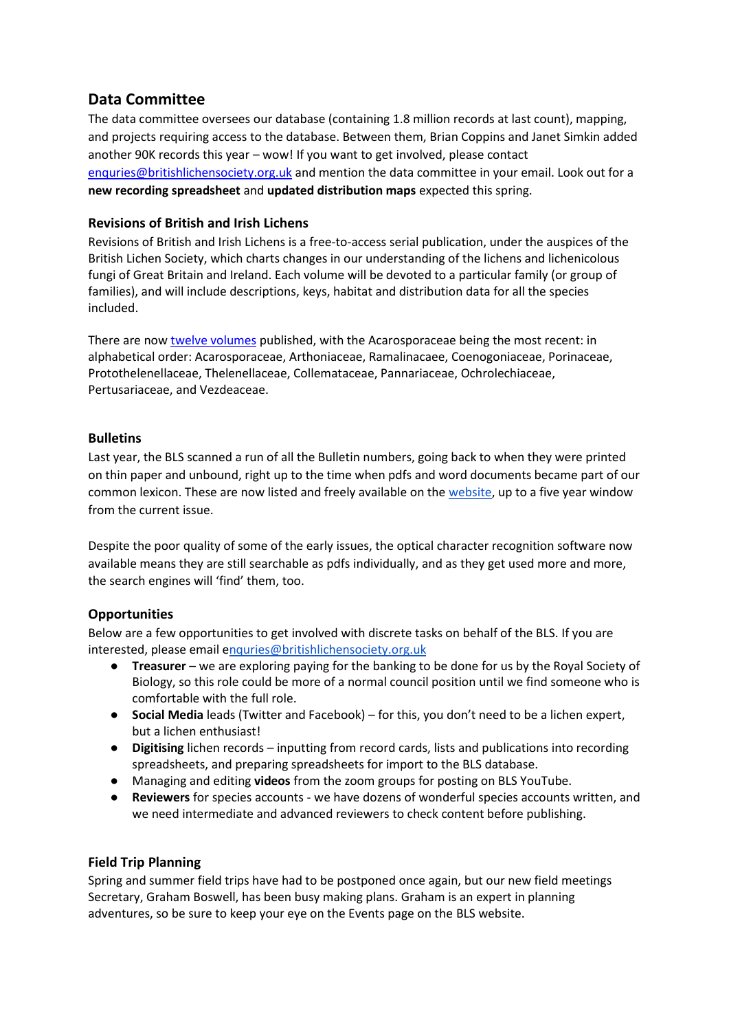## Data Committee

The data committee oversees our database (containing 1.8 million records at last count), mapping, and projects requiring access to the database. Between them, Brian Coppins and Janet Simkin added another 90K records this year – wow! If you want to get involved, please contact enquries@britishlichensociety.org.uk and mention the data committee in your email. Look out for a **new recording spreadsheet** and **updated distribution maps** expected this spring.

### Revisions of British and Irish Lichens

Revisions of British and Irish Lichens is a free-to-access serial publication, under the auspices of the British Lichen Society, which charts changes in our understanding of the lichens and lichenicolous fungi of Great Britain and Ireland. Each volume will be devoted to a particular family (or group of families), and will include descriptions, keys, habitat and distribution data for all the species included.

There are now twelve volumes published, with the Acarosporaceae being the most recent: in alphabetical order: Acarosporaceae, Arthoniaceae, Ramalinacaee, Coenogoniaceae, Porinaceae, Protothelenellaceae, Thelenellaceae, Collemataceae, Pannariaceae, Ochrolechiaceae, Pertusariaceae, and Vezdeaceae.

### Bulletins

Last year, the BLS scanned a run of all the Bulletin numbers, going back to when they were printed on thin paper and unbound, right up to the time when pdfs and word documents became part of our common lexicon. These are now listed and freely available on the website, up to a five year window from the current issue.

Despite the poor quality of some of the early issues, the optical character recognition software now available means they are still searchable as pdfs individually, and as they get used more and more, the search engines will 'find' them, too.

### Opportunities

Below are a few opportunities to get involved with discrete tasks on behalf of the BLS. If you are interested, please email enquries@britishlichensociety.org.uk

- **Treasurer** – we are exploring paying for the banking to be done for us by the Royal Society of Biology, so this role could be more of a normal council position until we find someone who is comfortable with the full role.
- **Social Media** leads (Twitter and Facebook) – for this, you don't need to be a lichen expert, but a lichen enthusiast!
- **Digitising** lichen records – inputting from record cards, lists and publications into recording spreadsheets, and preparing spreadsheets for import to the BLS database.
- Managing and editing **videos** from the zoom groups for posting on BLS YouTube.
- **Reviewers** for species accounts - we have dozens of wonderful species accounts written, and we need intermediate and advanced reviewers to check content before publishing.

### Field Trip Planning

Spring and summer field trips have had to be postponed once again, but our new field meetings Secretary, Graham Boswell, has been busy making plans. Graham is an expert in planning adventures, so be sure to keep your eye on the Events page on the BLS website.